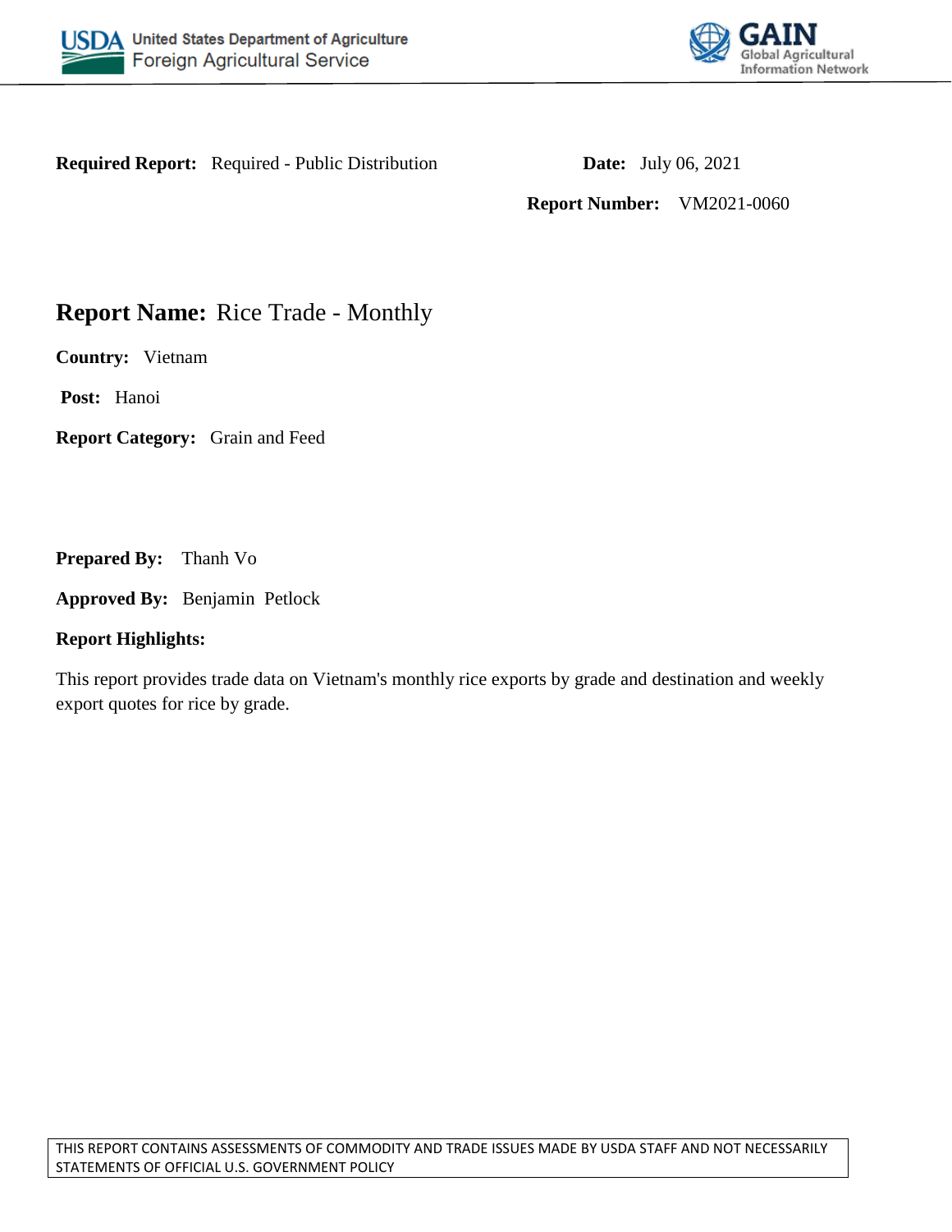USDA United States Department of Agriculture
Foreign Agricultural Service

GAIN Global Agricultural Information Network

**Required Report:** Required - Public Distribution

**Date:** July 06, 2021

**Report Number:** VM2021-0060

# **Report Name:** Rice Trade - Monthly

**Country:** Vietnam

**Post:** Hanoi

**Report Category:** Grain and Feed

**Prepared By:** Thanh Vo

**Approved By:** Benjamin Petlock

**Report Highlights:**

This report provides trade data on Vietnam's monthly rice exports by grade and destination and weekly export quotes for rice by grade.

THIS REPORT CONTAINS ASSESSMENTS OF COMMODITY AND TRADE ISSUES MADE BY USDA STAFF AND NOT NECESSARILY STATEMENTS OF OFFICIAL U.S. GOVERNMENT POLICY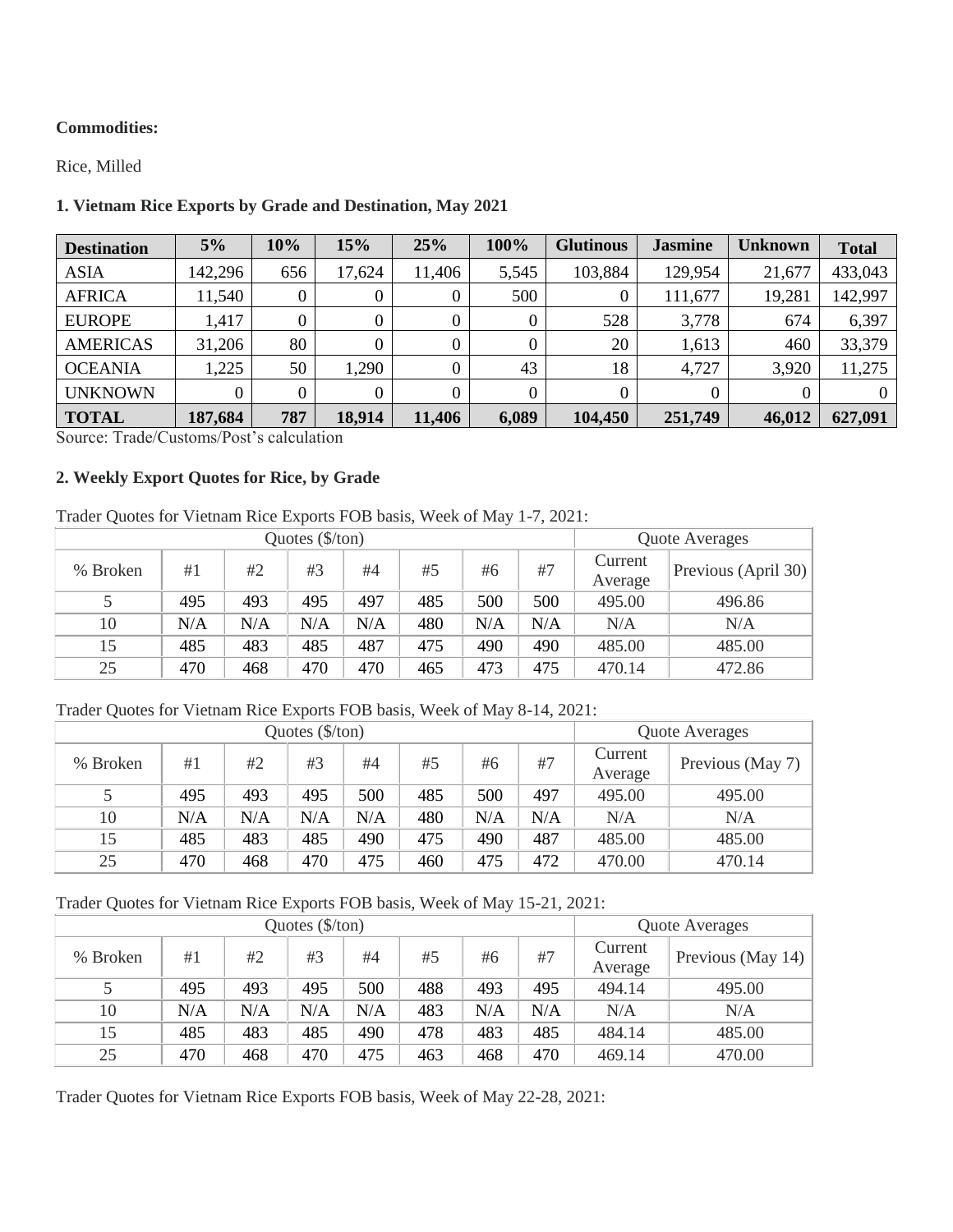**Commodities:**

Rice, Milled

**1. Vietnam Rice Exports by Grade and Destination, May 2021**

| Destination | 5% | 10% | 15% | 25% | 100% | Glutinous | Jasmine | Unknown | Total |
|---|---|---|---|---|---|---|---|---|---|
| ASIA | 142,296 | 656 | 17,624 | 11,406 | 5,545 | 103,884 | 129,954 | 21,677 | 433,043 |
| AFRICA | 11,540 | 0 | 0 | 0 | 500 | 0 | 111,677 | 19,281 | 142,997 |
| EUROPE | 1,417 | 0 | 0 | 0 | 0 | 528 | 3,778 | 674 | 6,397 |
| AMERICAS | 31,206 | 80 | 0 | 0 | 0 | 20 | 1,613 | 460 | 33,379 |
| OCEANIA | 1,225 | 50 | 1,290 | 0 | 43 | 18 | 4,727 | 3,920 | 11,275 |
| UNKNOWN | 0 | 0 | 0 | 0 | 0 | 0 | 0 | 0 | 0 |
| **TOTAL** | **187,684** | **787** | **18,914** | **11,406** | **6,089** | **104,450** | **251,749** | **46,012** | **627,091** |

Source: Trade/Customs/Post's calculation

**2. Weekly Export Quotes for Rice, by Grade**

Trader Quotes for Vietnam Rice Exports FOB basis, Week of May 1-7, 2021:

| Quotes ($/ton) | | | | | | | | Quote Averages | |
|---|---|---|---|---|---|---|---|---|---|
| % Broken | #1 | #2 | #3 | #4 | #5 | #6 | #7 | Current Average | Previous (April 30) |
| 5 | 495 | 493 | 495 | 497 | 485 | 500 | 500 | 495.00 | 496.86 |
| 10 | N/A | N/A | N/A | N/A | 480 | N/A | N/A | N/A | N/A |
| 15 | 485 | 483 | 485 | 487 | 475 | 490 | 490 | 485.00 | 485.00 |
| 25 | 470 | 468 | 470 | 470 | 465 | 473 | 475 | 470.14 | 472.86 |

Trader Quotes for Vietnam Rice Exports FOB basis, Week of May 8-14, 2021:

| Quotes ($/ton) | | | | | | | | Quote Averages | |
|---|---|---|---|---|---|---|---|---|---|
| % Broken | #1 | #2 | #3 | #4 | #5 | #6 | #7 | Current Average | Previous (May 7) |
| 5 | 495 | 493 | 495 | 500 | 485 | 500 | 497 | 495.00 | 495.00 |
| 10 | N/A | N/A | N/A | N/A | 480 | N/A | N/A | N/A | N/A |
| 15 | 485 | 483 | 485 | 490 | 475 | 490 | 487 | 485.00 | 485.00 |
| 25 | 470 | 468 | 470 | 475 | 460 | 475 | 472 | 470.00 | 470.14 |

Trader Quotes for Vietnam Rice Exports FOB basis, Week of May 15-21, 2021:

| Quotes ($/ton) | | | | | | | | Quote Averages | |
|---|---|---|---|---|---|---|---|---|---|
| % Broken | #1 | #2 | #3 | #4 | #5 | #6 | #7 | Current Average | Previous (May 14) |
| 5 | 495 | 493 | 495 | 500 | 488 | 493 | 495 | 494.14 | 495.00 |
| 10 | N/A | N/A | N/A | N/A | 483 | N/A | N/A | N/A | N/A |
| 15 | 485 | 483 | 485 | 490 | 478 | 483 | 485 | 484.14 | 485.00 |
| 25 | 470 | 468 | 470 | 475 | 463 | 468 | 470 | 469.14 | 470.00 |

Trader Quotes for Vietnam Rice Exports FOB basis, Week of May 22-28, 2021: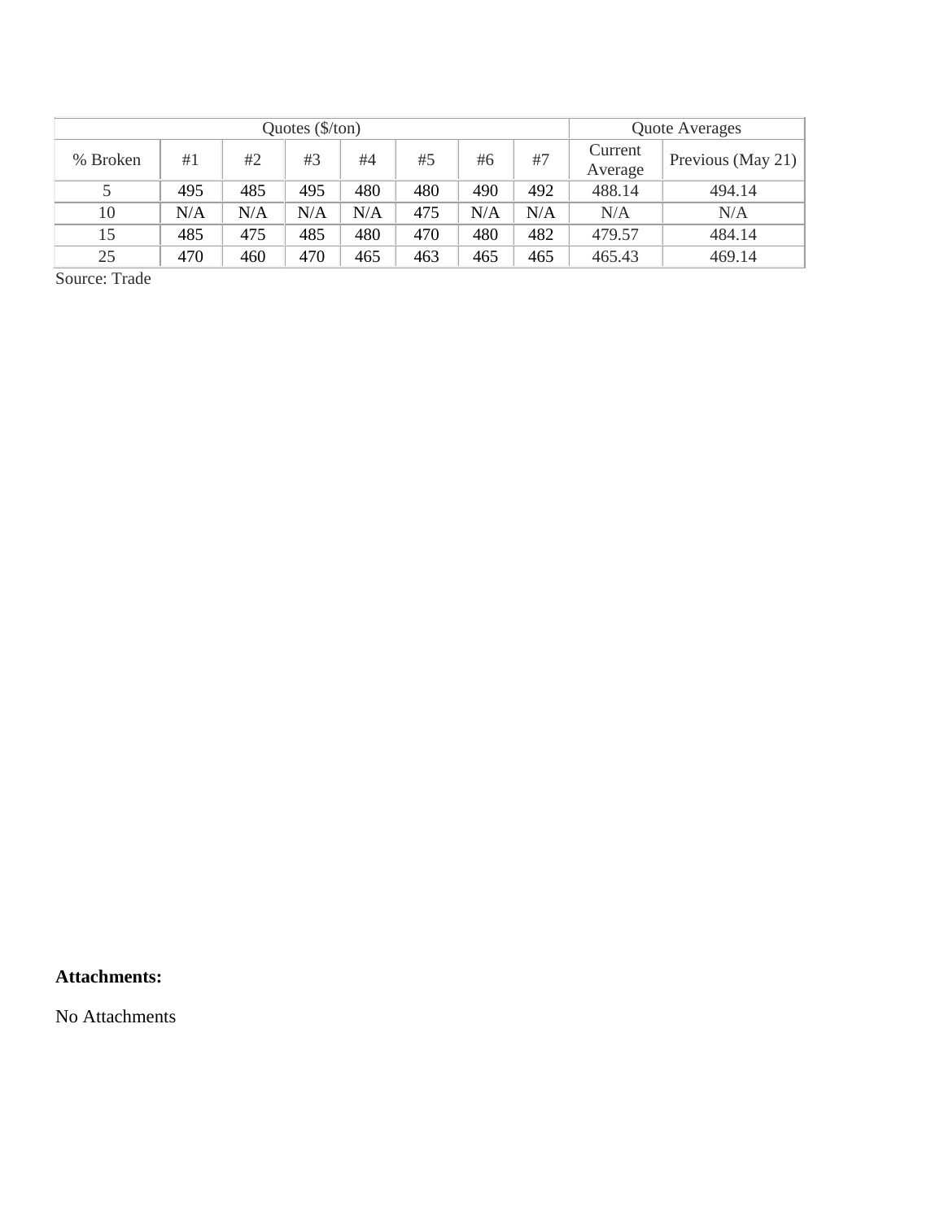| Quotes ($/ton) | | | | | | | | Quote Averages | |
|---|---|---|---|---|---|---|---|---|---|
| % Broken | #1 | #2 | #3 | #4 | #5 | #6 | #7 | Current Average | Previous (May 21) |
| 5 | 495 | 485 | 495 | 480 | 480 | 490 | 492 | 488.14 | 494.14 |
| 10 | N/A | N/A | N/A | N/A | 475 | N/A | N/A | N/A | N/A |
| 15 | 485 | 475 | 485 | 480 | 470 | 480 | 482 | 479.57 | 484.14 |
| 25 | 470 | 460 | 470 | 465 | 463 | 465 | 465 | 465.43 | 469.14 |

Source: Trade

**Attachments:**

No Attachments